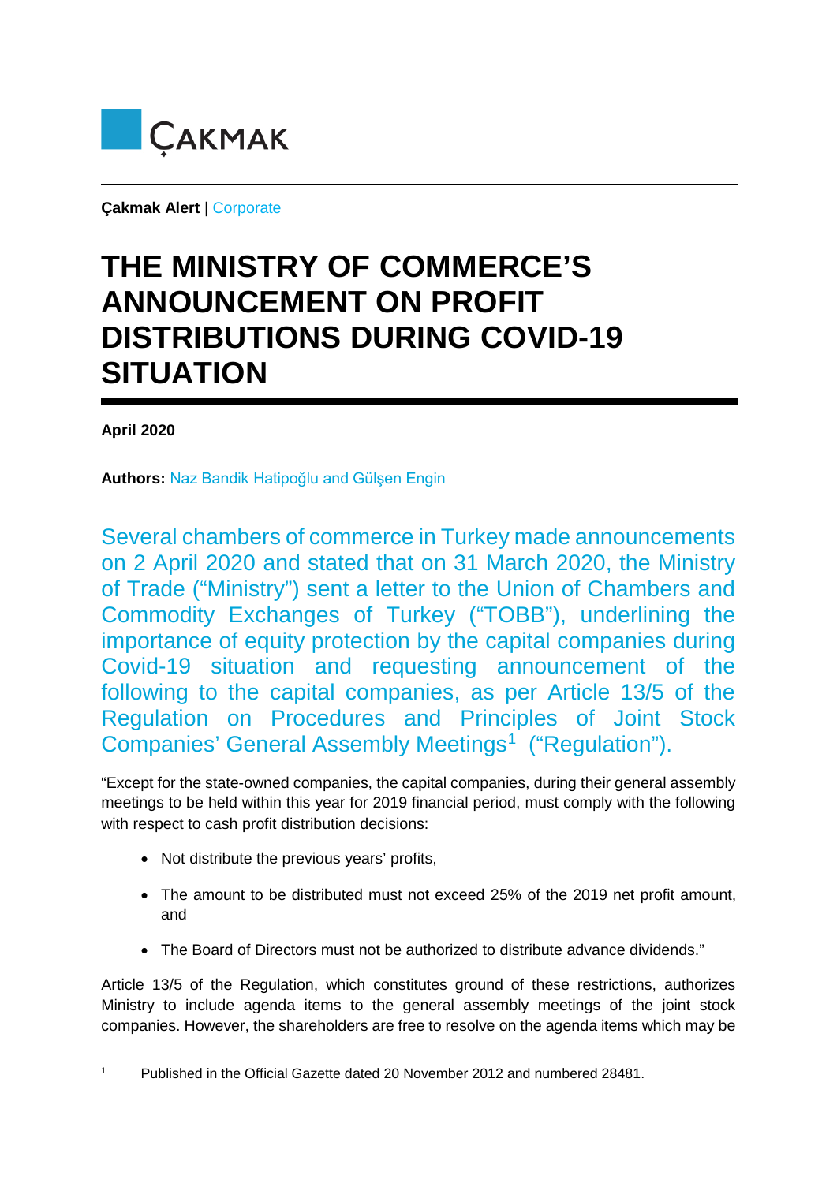ÇAKMAK

**Çakmak Alert** | Corporate

# THE MINISTRY OF COMMERCE'S ANNOUNCEMENT ON PROFIT DISTRIBUTIONS DURING COVID-19 SITUATION

**April 2020**

**Authors:** Naz Bandik Hatipoğlu and Gülşen Engin

Several chambers of commerce in Turkey made announcements on 2 April 2020 and stated that on 31 March 2020, the Ministry of Trade ("Ministry") sent a letter to the Union of Chambers and Commodity Exchanges of Turkey ("TOBB"), underlining the importance of equity protection by the capital companies during Covid-19 situation and requesting announcement of the following to the capital companies, as per Article 13/5 of the Regulation on Procedures and Principles of Joint Stock Companies' General Assembly Meetings[1] ("Regulation").

"Except for the state-owned companies, the capital companies, during their general assembly meetings to be held within this year for 2019 financial period, must comply with the following with respect to cash profit distribution decisions:

- Not distribute the previous years' profits,
- The amount to be distributed must not exceed 25% of the 2019 net profit amount, and
- The Board of Directors must not be authorized to distribute advance dividends."

Article 13/5 of the Regulation, which constitutes ground of these restrictions, authorizes Ministry to include agenda items to the general assembly meetings of the joint stock companies. However, the shareholders are free to resolve on the agenda items which may be

[1] Published in the Official Gazette dated 20 November 2012 and numbered 28481.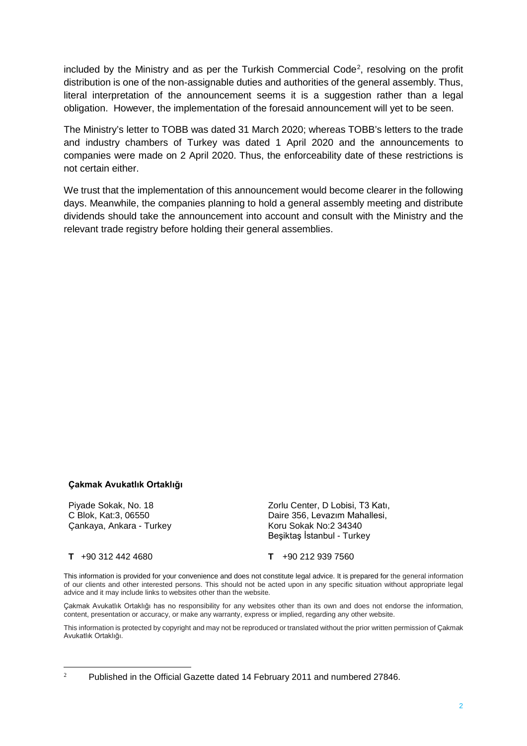included by the Ministry and as per the Turkish Commercial Code[2], resolving on the profit distribution is one of the non-assignable duties and authorities of the general assembly. Thus, literal interpretation of the announcement seems it is a suggestion rather than a legal obligation. However, the implementation of the foresaid announcement will yet to be seen.

The Ministry's letter to TOBB was dated 31 March 2020; whereas TOBB's letters to the trade and industry chambers of Turkey was dated 1 April 2020 and the announcements to companies were made on 2 April 2020. Thus, the enforceability date of these restrictions is not certain either.

We trust that the implementation of this announcement would become clearer in the following days. Meanwhile, the companies planning to hold a general assembly meeting and distribute dividends should take the announcement into account and consult with the Ministry and the relevant trade registry before holding their general assemblies.

**Çakmak Avukatlık Ortaklığı**

Piyade Sokak, No. 18
C Blok, Kat:3, 06550
Çankaya, Ankara - Turkey

**T** +90 312 442 4680

Zorlu Center, D Lobisi, T3 Katı,
Daire 356, Levazım Mahallesi,
Koru Sokak No:2 34340
Beşiktaş İstanbul - Turkey

**T** +90 212 939 7560

This information is provided for your convenience and does not constitute legal advice. It is prepared for the general information of our clients and other interested persons. This should not be acted upon in any specific situation without appropriate legal advice and it may include links to websites other than the website.

Çakmak Avukatlık Ortaklığı has no responsibility for any websites other than its own and does not endorse the information, content, presentation or accuracy, or make any warranty, express or implied, regarding any other website.

This information is protected by copyright and may not be reproduced or translated without the prior written permission of Çakmak Avukatlık Ortaklığı.

---

[2] Published in the Official Gazette dated 14 February 2011 and numbered 27846.